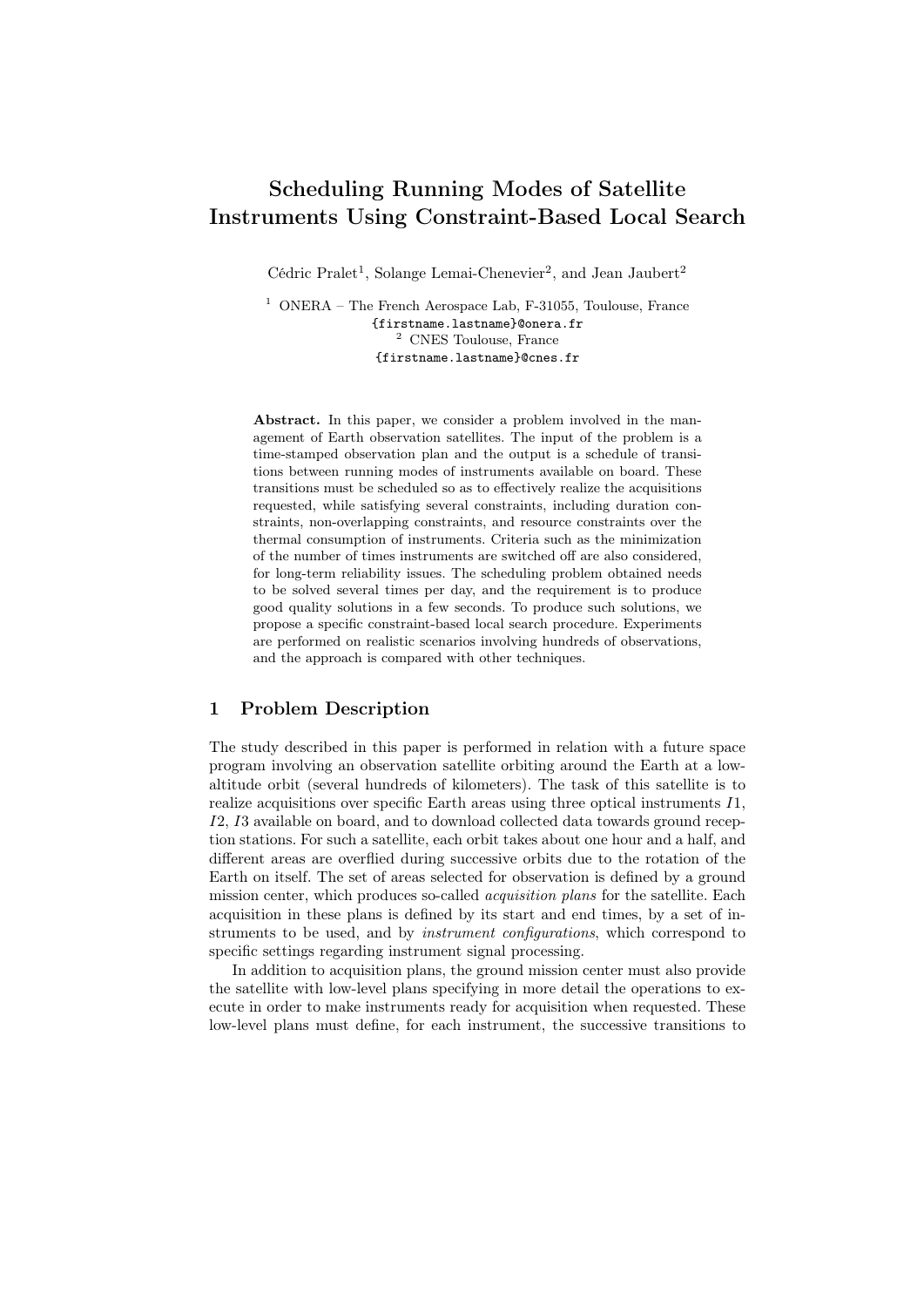# Scheduling Running Modes of Satellite Instruments Using Constraint-Based Local Search

Cédric Pralet[1], Solange Lemai-Chenevier[2], and Jean Jaubert[2]

[1] ONERA – The French Aerospace Lab, F-31055, Toulouse, France
{firstname.lastname}@onera.fr
[2] CNES Toulouse, France
{firstname.lastname}@cnes.fr

**Abstract.** In this paper, we consider a problem involved in the management of Earth observation satellites. The input of the problem is a time-stamped observation plan and the output is a schedule of transitions between running modes of instruments available on board. These transitions must be scheduled so as to effectively realize the acquisitions requested, while satisfying several constraints, including duration constraints, non-overlapping constraints, and resource constraints over the thermal consumption of instruments. Criteria such as the minimization of the number of times instruments are switched off are also considered, for long-term reliability issues. The scheduling problem obtained needs to be solved several times per day, and the requirement is to produce good quality solutions in a few seconds. To produce such solutions, we propose a specific constraint-based local search procedure. Experiments are performed on realistic scenarios involving hundreds of observations, and the approach is compared with other techniques.

## 1 Problem Description

The study described in this paper is performed in relation with a future space program involving an observation satellite orbiting around the Earth at a low-altitude orbit (several hundreds of kilometers). The task of this satellite is to realize acquisitions over specific Earth areas using three optical instruments $I1$, $I2$, $I3$ available on board, and to download collected data towards ground reception stations. For such a satellite, each orbit takes about one hour and a half, and different areas are overflied during successive orbits due to the rotation of the Earth on itself. The set of areas selected for observation is defined by a ground mission center, which produces so-called *acquisition plans* for the satellite. Each acquisition in these plans is defined by its start and end times, by a set of instruments to be used, and by *instrument configurations*, which correspond to specific settings regarding instrument signal processing.

In addition to acquisition plans, the ground mission center must also provide the satellite with low-level plans specifying in more detail the operations to execute in order to make instruments ready for acquisition when requested. These low-level plans must define, for each instrument, the successive transitions to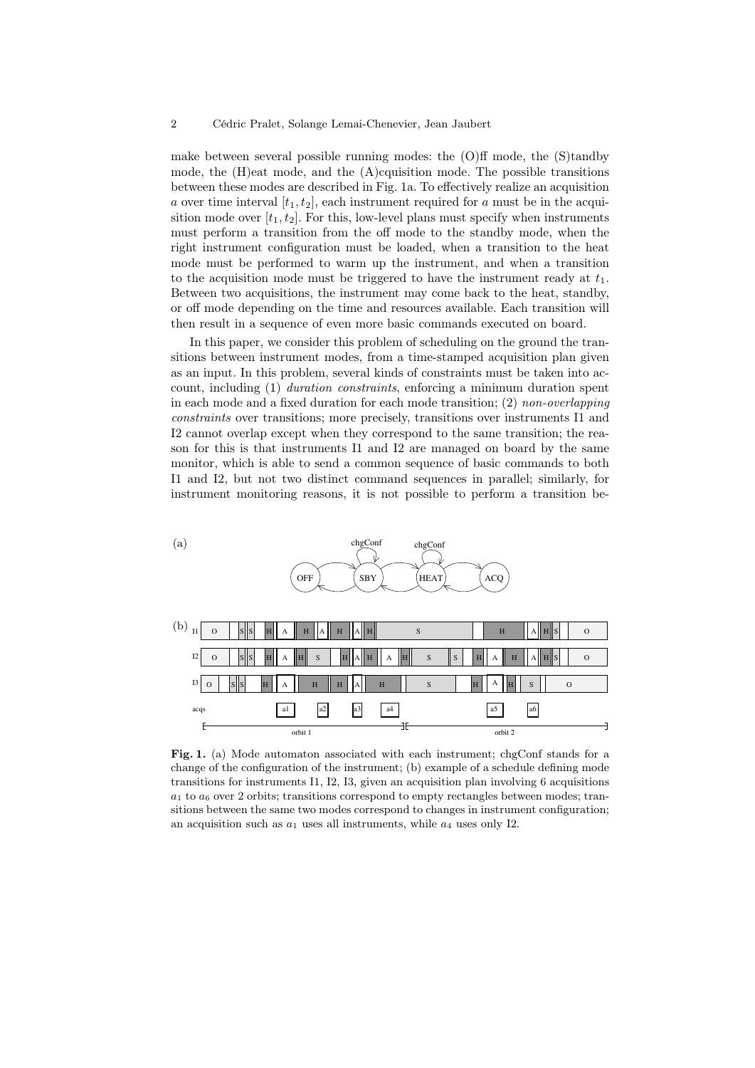make between several possible running modes: the (O)ff mode, the (S)tandby mode, the (H)eat mode, and the (A)cquisition mode. The possible transitions between these modes are described in Fig. 1a. To effectively realize an acquisition $a$ over time interval $[t_1, t_2]$, each instrument required for $a$ must be in the acquisition mode over $[t_1, t_2]$. For this, low-level plans must specify when instruments must perform a transition from the off mode to the standby mode, when the right instrument configuration must be loaded, when a transition to the heat mode must be performed to warm up the instrument, and when a transition to the acquisition mode must be triggered to have the instrument ready at $t_1$. Between two acquisitions, the instrument may come back to the heat, standby, or off mode depending on the time and resources available. Each transition will then result in a sequence of even more basic commands executed on board.

In this paper, we consider this problem of scheduling on the ground the transitions between instrument modes, from a time-stamped acquisition plan given as an input. In this problem, several kinds of constraints must be taken into account, including (1) *duration constraints*, enforcing a minimum duration spent in each mode and a fixed duration for each mode transition; (2) *non-overlapping constraints* over transitions; more precisely, transitions over instruments I1 and I2 cannot overlap except when they correspond to the same transition; the reason for this is that instruments I1 and I2 are managed on board by the same monitor, which is able to send a common sequence of basic commands to both I1 and I2, but not two distinct command sequences in parallel; similarly, for instrument monitoring reasons, it is not possible to perform a transition be-

**Fig. 1.** (a) Mode automaton associated with each instrument; chgConf stands for a change of the configuration of the instrument; (b) example of a schedule defining mode transitions for instruments I1, I2, I3, given an acquisition plan involving 6 acquisitions $a_1$ to $a_6$ over 2 orbits; transitions correspond to empty rectangles between modes; transitions between the same two modes correspond to changes in instrument configuration; an acquisition such as $a_1$ uses all instruments, while $a_4$ uses only I2.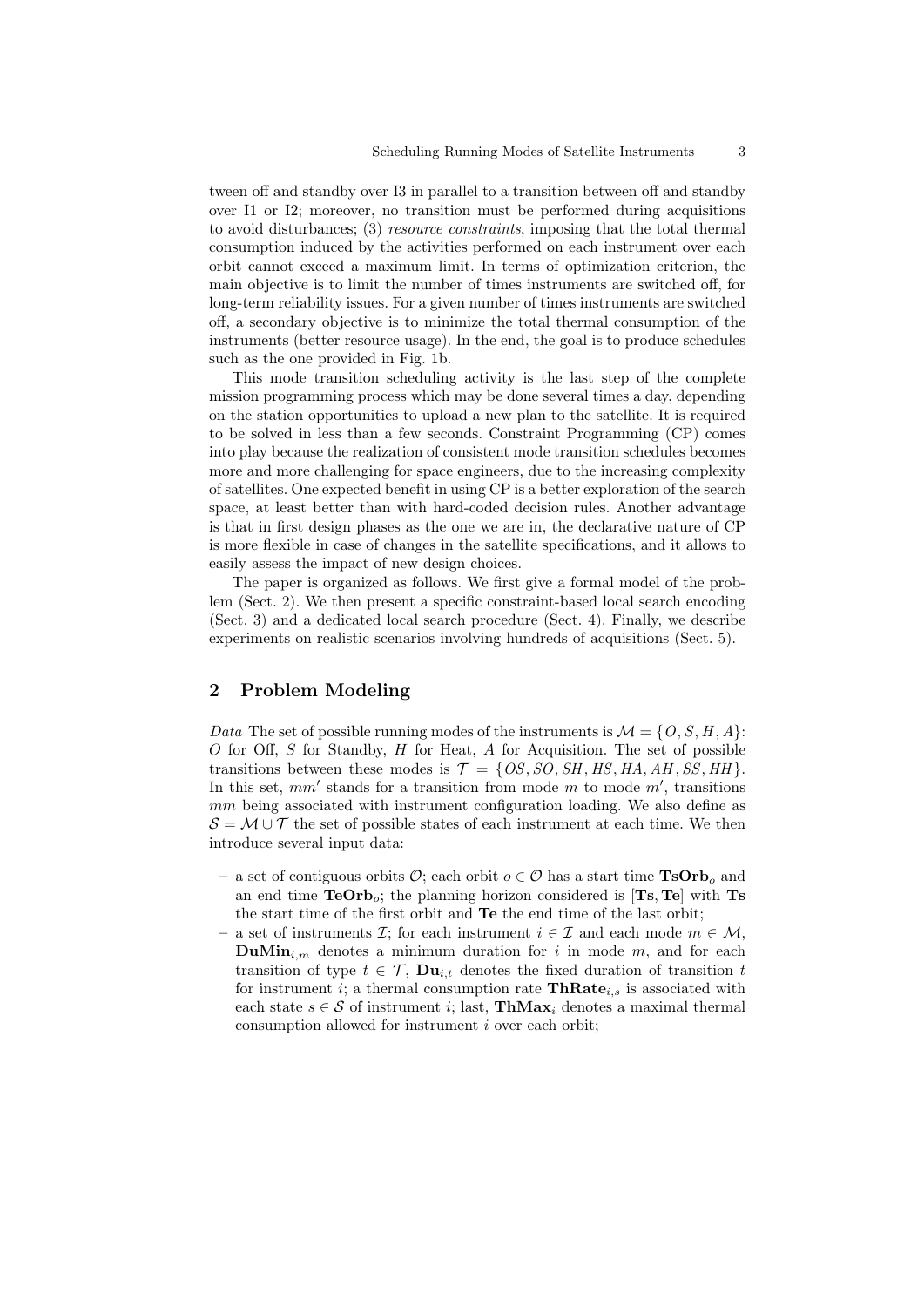tween off and standby over I3 in parallel to a transition between off and standby over I1 or I2; moreover, no transition must be performed during acquisitions to avoid disturbances; (3) *resource constraints*, imposing that the total thermal consumption induced by the activities performed on each instrument over each orbit cannot exceed a maximum limit. In terms of optimization criterion, the main objective is to limit the number of times instruments are switched off, for long-term reliability issues. For a given number of times instruments are switched off, a secondary objective is to minimize the total thermal consumption of the instruments (better resource usage). In the end, the goal is to produce schedules such as the one provided in Fig. 1b.

This mode transition scheduling activity is the last step of the complete mission programming process which may be done several times a day, depending on the station opportunities to upload a new plan to the satellite. It is required to be solved in less than a few seconds. Constraint Programming (CP) comes into play because the realization of consistent mode transition schedules becomes more and more challenging for space engineers, due to the increasing complexity of satellites. One expected benefit in using CP is a better exploration of the search space, at least better than with hard-coded decision rules. Another advantage is that in first design phases as the one we are in, the declarative nature of CP is more flexible in case of changes in the satellite specifications, and it allows to easily assess the impact of new design choices.

The paper is organized as follows. We first give a formal model of the problem (Sect. 2). We then present a specific constraint-based local search encoding (Sect. 3) and a dedicated local search procedure (Sect. 4). Finally, we describe experiments on realistic scenarios involving hundreds of acquisitions (Sect. 5).

## 2 Problem Modeling

*Data* The set of possible running modes of the instruments is $\mathcal{M} = \{O, S, H, A\}$: $O$ for Off, $S$ for Standby, $H$ for Heat, $A$ for Acquisition. The set of possible transitions between these modes is $\mathcal{T} = \{OS, SO, SH, HS, HA, AH, SS, HH\}$. In this set, $mm'$ stands for a transition from mode $m$ to mode $m'$, transitions $mm$ being associated with instrument configuration loading. We also define as $\mathcal{S} = \mathcal{M} \cup \mathcal{T}$ the set of possible states of each instrument at each time. We then introduce several input data:

- a set of contiguous orbits $\mathcal{O}$; each orbit $o \in \mathcal{O}$ has a start time $\mathbf{TsOrb}_o$ and an end time $\mathbf{TeOrb}_o$; the planning horizon considered is $[\mathbf{Ts}, \mathbf{Te}]$ with $\mathbf{Ts}$ the start time of the first orbit and $\mathbf{Te}$ the end time of the last orbit;
- a set of instruments $\mathcal{I}$; for each instrument $i \in \mathcal{I}$ and each mode $m \in \mathcal{M}$, $\mathbf{DuMin}_{i,m}$ denotes a minimum duration for $i$ in mode $m$, and for each transition of type $t \in \mathcal{T}$, $\mathbf{Du}_{i,t}$ denotes the fixed duration of transition $t$ for instrument $i$; a thermal consumption rate $\mathbf{ThRate}_{i,s}$ is associated with each state $s \in \mathcal{S}$ of instrument $i$; last, $\mathbf{ThMax}_i$ denotes a maximal thermal consumption allowed for instrument $i$ over each orbit;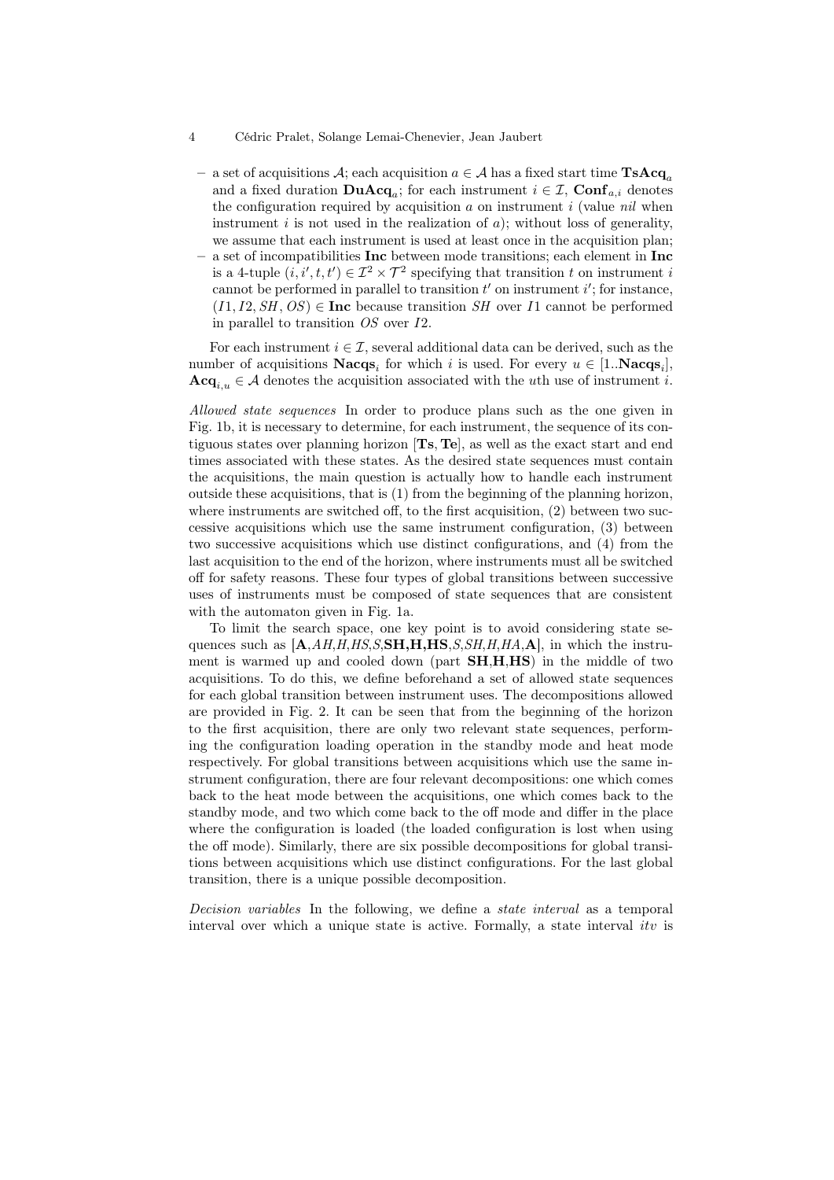- a set of acquisitions $\mathcal{A}$; each acquisition $a \in \mathcal{A}$ has a fixed start time $\mathbf{TsAcq}_a$ and a fixed duration $\mathbf{DuAcq}_a$; for each instrument $i \in \mathcal{I}$, $\mathbf{Conf}_{a,i}$ denotes the configuration required by acquisition $a$ on instrument $i$ (value *nil* when instrument $i$ is not used in the realization of $a$); without loss of generality, we assume that each instrument is used at least once in the acquisition plan;
- a set of incompatibilities $\mathbf{Inc}$ between mode transitions; each element in $\mathbf{Inc}$ is a 4-tuple $(i, i', t, t') \in \mathcal{I}^2 \times \mathcal{T}^2$ specifying that transition $t$ on instrument $i$ cannot be performed in parallel to transition $t'$ on instrument $i'$; for instance, $(I1, I2, SH, OS) \in \mathbf{Inc}$ because transition $SH$ over $I1$ cannot be performed in parallel to transition $OS$ over $I2$.

For each instrument $i \in \mathcal{I}$, several additional data can be derived, such as the number of acquisitions $\mathbf{Nacqs}_i$ for which $i$ is used. For every $u \in [1..\mathbf{Nacqs}_i]$, $\mathbf{Acq}_{i,u} \in \mathcal{A}$ denotes the acquisition associated with the $u$th use of instrument $i$.

*Allowed state sequences* In order to produce plans such as the one given in Fig. 1b, it is necessary to determine, for each instrument, the sequence of its contiguous states over planning horizon $[\mathbf{Ts}, \mathbf{Te}]$, as well as the exact start and end times associated with these states. As the desired state sequences must contain the acquisitions, the main question is actually how to handle each instrument outside these acquisitions, that is (1) from the beginning of the planning horizon, where instruments are switched off, to the first acquisition, (2) between two successive acquisitions which use the same instrument configuration, (3) between two successive acquisitions which use distinct configurations, and (4) from the last acquisition to the end of the horizon, where instruments must all be switched off for safety reasons. These four types of global transitions between successive uses of instruments must be composed of state sequences that are consistent with the automaton given in Fig. 1a.

To limit the search space, one key point is to avoid considering state sequences such as [**A**,*AH*,*H*,*HS*,*S*,**SH**,**H**,**HS**,*S*,*SH*,*H*,*HA*,**A**], in which the instrument is warmed up and cooled down (part **SH**,**H**,**HS**) in the middle of two acquisitions. To do this, we define beforehand a set of allowed state sequences for each global transition between instrument uses. The decompositions allowed are provided in Fig. 2. It can be seen that from the beginning of the horizon to the first acquisition, there are only two relevant state sequences, performing the configuration loading operation in the standby mode and heat mode respectively. For global transitions between acquisitions which use the same instrument configuration, there are four relevant decompositions: one which comes back to the heat mode between the acquisitions, one which comes back to the standby mode, and two which come back to the off mode and differ in the place where the configuration is loaded (the loaded configuration is lost when using the off mode). Similarly, there are six possible decompositions for global transitions between acquisitions which use distinct configurations. For the last global transition, there is a unique possible decomposition.

*Decision variables* In the following, we define a *state interval* as a temporal interval over which a unique state is active. Formally, a state interval *itv* is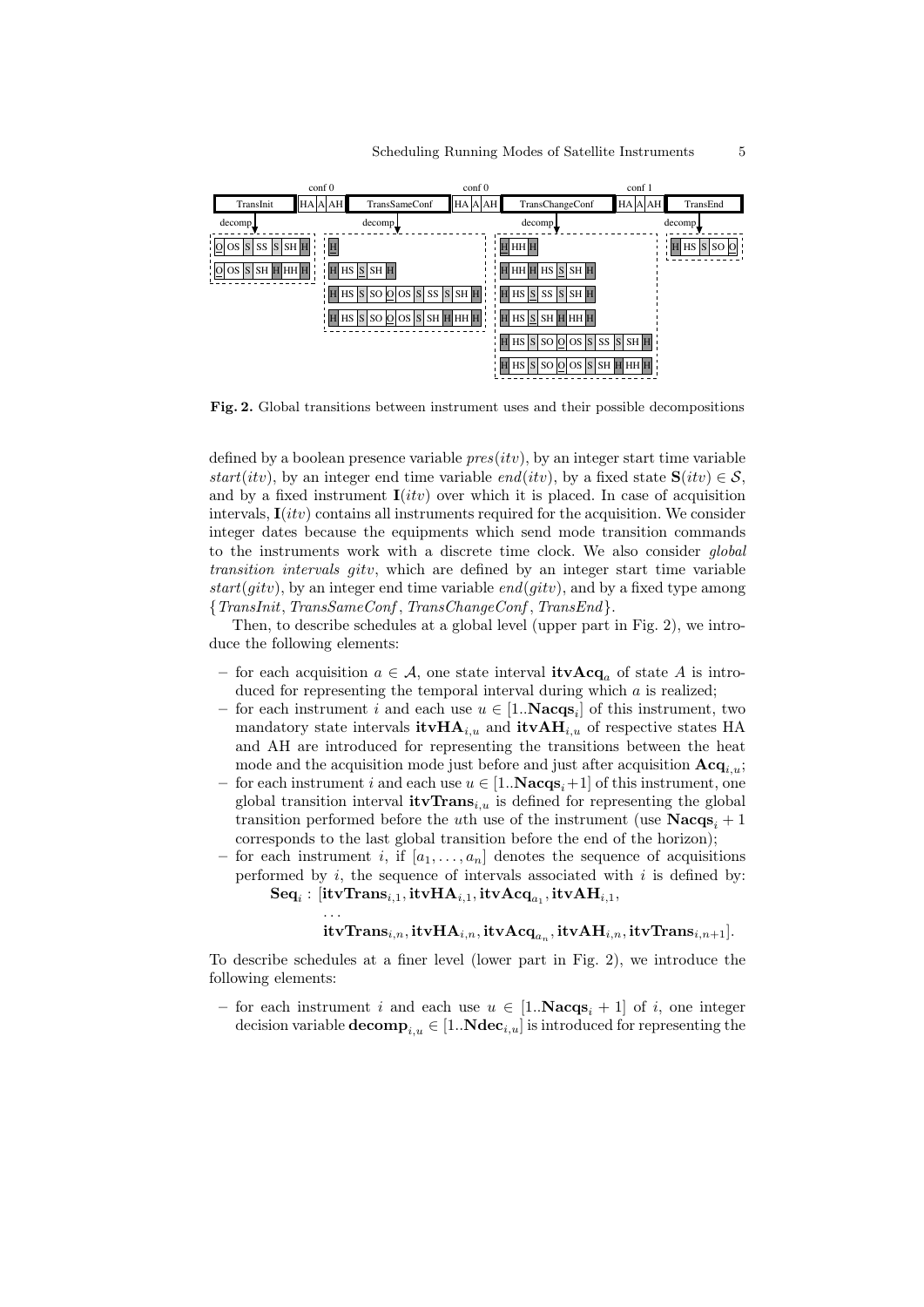Fig. 2. Global transitions between instrument uses and their possible decompositions

defined by a boolean presence variable $pres(itv)$, by an integer start time variable $start(itv)$, by an integer end time variable $end(itv)$, by a fixed state $\mathbf{S}(itv) \in \mathcal{S}$, and by a fixed instrument $\mathbf{I}(itv)$ over which it is placed. In case of acquisition intervals, $\mathbf{I}(itv)$ contains all instruments required for the acquisition. We consider integer dates because the equipments which send mode transition commands to the instruments work with a discrete time clock. We also consider *global transition intervals* $gitv$, which are defined by an integer start time variable $start(gitv)$, by an integer end time variable $end(gitv)$, and by a fixed type among $\{TransInit, TransSameConf, TransChangeConf, TransEnd\}$.

Then, to describe schedules at a global level (upper part in Fig. 2), we introduce the following elements:

- for each acquisition $a \in \mathcal{A}$, one state interval $\mathbf{itvAcq}_a$ of state $A$ is introduced for representing the temporal interval during which $a$ is realized;
- for each instrument $i$ and each use $u \in [1..\mathbf{Nacqs}_i]$ of this instrument, two mandatory state intervals $\mathbf{itvHA}_{i,u}$ and $\mathbf{itvAH}_{i,u}$ of respective states HA and AH are introduced for representing the transitions between the heat mode and the acquisition mode just before and just after acquisition $\mathbf{Acq}_{i,u}$;
- for each instrument $i$ and each use $u \in [1..\mathbf{Nacqs}_i+1]$ of this instrument, one global transition interval $\mathbf{itvTrans}_{i,u}$ is defined for representing the global transition performed before the $u$th use of the instrument (use $\mathbf{Nacqs}_i + 1$ corresponds to the last global transition before the end of the horizon);
- for each instrument $i$, if $[a_1, \ldots, a_n]$ denotes the sequence of acquisitions performed by $i$, the sequence of intervals associated with $i$ is defined by:

$$\mathbf{Seq}_i : [\mathbf{itvTrans}_{i,1}, \mathbf{itvHA}_{i,1}, \mathbf{itvAcq}_{a_1}, \mathbf{itvAH}_{i,1},$$
$$\ldots$$
$$\mathbf{itvTrans}_{i,n}, \mathbf{itvHA}_{i,n}, \mathbf{itvAcq}_{a_n}, \mathbf{itvAH}_{i,n}, \mathbf{itvTrans}_{i,n+1}].$$

To describe schedules at a finer level (lower part in Fig. 2), we introduce the following elements:

- for each instrument $i$ and each use $u \in [1..\mathbf{Nacqs}_i + 1]$ of $i$, one integer decision variable $\mathbf{decomp}_{i,u} \in [1..\mathbf{Ndec}_{i,u}]$ is introduced for representing the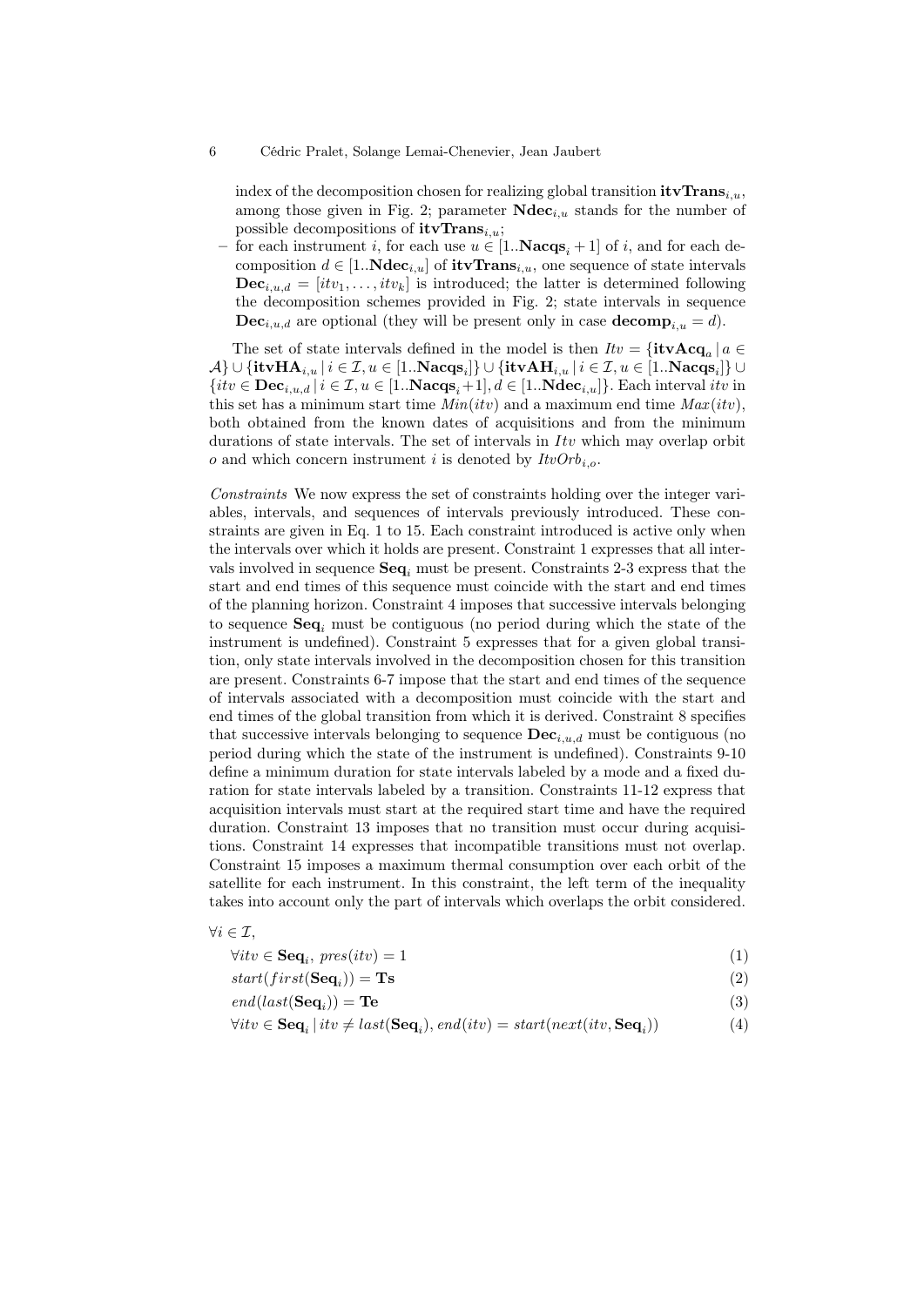index of the decomposition chosen for realizing global transition $\mathbf{itvTrans}_{i,u}$, among those given in Fig. 2; parameter $\mathbf{Ndec}_{i,u}$ stands for the number of possible decompositions of $\mathbf{itvTrans}_{i,u}$;

- for each instrument $i$, for each use $u \in [1..\mathbf{Nacqs}_i + 1]$ of $i$, and for each decomposition $d \in [1..\mathbf{Ndec}_{i,u}]$ of $\mathbf{itvTrans}_{i,u}$, one sequence of state intervals $\mathbf{Dec}_{i,u,d} = [itv_1, \ldots, itv_k]$ is introduced; the latter is determined following the decomposition schemes provided in Fig. 2; state intervals in sequence $\mathbf{Dec}_{i,u,d}$ are optional (they will be present only in case $\mathbf{decomp}_{i,u} = d$).

The set of state intervals defined in the model is then $Itv = \{\mathbf{itvAcq}_a \mid a \in \mathcal{A}\} \cup \{\mathbf{itvHA}_{i,u} \mid i \in \mathcal{I}, u \in [1..\mathbf{Nacqs}_i]\} \cup \{\mathbf{itvAH}_{i,u} \mid i \in \mathcal{I}, u \in [1..\mathbf{Nacqs}_i]\} \cup \{itv \in \mathbf{Dec}_{i,u,d} \mid i \in \mathcal{I}, u \in [1..\mathbf{Nacqs}_i + 1], d \in [1..\mathbf{Ndec}_{i,u}]\}$. Each interval $itv$ in this set has a minimum start time $Min(itv)$ and a maximum end time $Max(itv)$, both obtained from the known dates of acquisitions and from the minimum durations of state intervals. The set of intervals in $Itv$ which may overlap orbit $o$ and which concern instrument $i$ is denoted by $ItvOrb_{i,o}$.

*Constraints* We now express the set of constraints holding over the integer variables, intervals, and sequences of intervals previously introduced. These constraints are given in Eq. 1 to 15. Each constraint introduced is active only when the intervals over which it holds are present. Constraint 1 expresses that all intervals involved in sequence $\mathbf{Seq}_i$ must be present. Constraints 2-3 express that the start and end times of this sequence must coincide with the start and end times of the planning horizon. Constraint 4 imposes that successive intervals belonging to sequence $\mathbf{Seq}_i$ must be contiguous (no period during which the state of the instrument is undefined). Constraint 5 expresses that for a given global transition, only state intervals involved in the decomposition chosen for this transition are present. Constraints 6-7 impose that the start and end times of the sequence of intervals associated with a decomposition must coincide with the start and end times of the global transition from which it is derived. Constraint 8 specifies that successive intervals belonging to sequence $\mathbf{Dec}_{i,u,d}$ must be contiguous (no period during which the state of the instrument is undefined). Constraints 9-10 define a minimum duration for state intervals labeled by a mode and a fixed duration for state intervals labeled by a transition. Constraints 11-12 express that acquisition intervals must start at the required start time and have the required duration. Constraint 13 imposes that no transition must occur during acquisitions. Constraint 14 expresses that incompatible transitions must not overlap. Constraint 15 imposes a maximum thermal consumption over each orbit of the satellite for each instrument. In this constraint, the left term of the inequality takes into account only the part of intervals which overlaps the orbit considered.

$\forall i \in \mathcal{I},$

$$\forall itv \in \mathbf{Seq}_i,\ pres(itv) = 1 \tag{1}$$

$$start(first(\mathbf{Seq}_i)) = \mathbf{Ts} \tag{2}$$

$$end(last(\mathbf{Seq}_i)) = \mathbf{Te} \tag{3}$$

$$\forall itv \in \mathbf{Seq}_i \mid itv \neq last(\mathbf{Seq}_i),\ end(itv) = start(next(itv, \mathbf{Seq}_i)) \tag{4}$$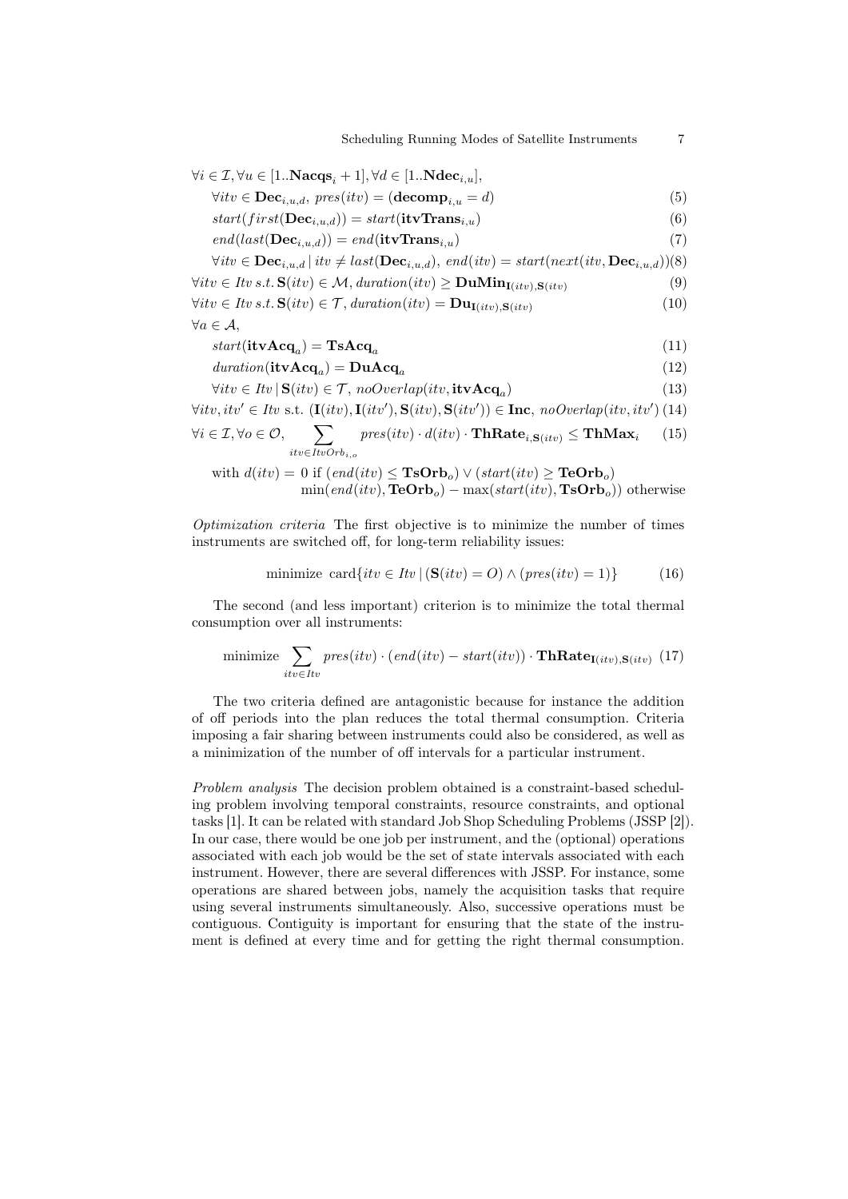$\forall i \in \mathcal{I}, \forall u \in [1..\mathbf{Nacqs}_i + 1], \forall d \in [1..\mathbf{Ndec}_{i,u}],$

$$\forall itv \in \mathbf{Dec}_{i,u,d},\ pres(itv) = (\mathbf{decomp}_{i,u} = d) \tag{5}$$

$$start(first(\mathbf{Dec}_{i,u,d})) = start(\mathbf{itvTrans}_{i,u}) \tag{6}$$

$$end(last(\mathbf{Dec}_{i,u,d})) = end(\mathbf{itvTrans}_{i,u}) \tag{7}$$

$$\forall itv \in \mathbf{Dec}_{i,u,d} \,|\, itv \neq last(\mathbf{Dec}_{i,u,d}),\ end(itv) = start(next(itv, \mathbf{Dec}_{i,u,d})) \tag{8}$$

$$\forall itv \in Itv \text{ s.t. } \mathbf{S}(itv) \in \mathcal{M},\ duration(itv) \geq \mathbf{DuMin}_{\mathbf{I}(itv),\mathbf{S}(itv)} \tag{9}$$

$$\forall itv \in Itv \text{ s.t. } \mathbf{S}(itv) \in \mathcal{T},\ duration(itv) = \mathbf{Du}_{\mathbf{I}(itv),\mathbf{S}(itv)} \tag{10}$$

$\forall a \in \mathcal{A},$

$$start(\mathbf{itvAcq}_a) = \mathbf{TsAcq}_a \tag{11}$$

$$duration(\mathbf{itvAcq}_a) = \mathbf{DuAcq}_a \tag{12}$$

$$\forall itv \in Itv \,|\, \mathbf{S}(itv) \in \mathcal{T},\ noOverlap(itv, \mathbf{itvAcq}_a) \tag{13}$$

$$\forall itv, itv' \in Itv \text{ s.t. } (\mathbf{I}(itv), \mathbf{I}(itv'), \mathbf{S}(itv), \mathbf{S}(itv')) \in \mathbf{Inc},\ noOverlap(itv, itv') \tag{14}$$

$$\forall i \in \mathcal{I}, \forall o \in \mathcal{O},\ \sum_{itv \in ItvOrb_{i,o}} pres(itv) \cdot d(itv) \cdot \mathbf{ThRate}_{i,\mathbf{S}(itv)} \leq \mathbf{ThMax}_i \tag{15}$$

$$\text{with } d(itv) = \begin{cases} 0 \text{ if } (end(itv) \leq \mathbf{TsOrb}_o) \vee (start(itv) \geq \mathbf{TeOrb}_o) \\ \min(end(itv), \mathbf{TeOrb}_o) - \max(start(itv), \mathbf{TsOrb}_o) \text{ otherwise} \end{cases}$$

*Optimization criteria* The first objective is to minimize the number of times instruments are switched off, for long-term reliability issues:

$$\text{minimize } \operatorname{card}\{itv \in Itv \,|\, (\mathbf{S}(itv) = O) \wedge (pres(itv) = 1)\} \tag{16}$$

The second (and less important) criterion is to minimize the total thermal consumption over all instruments:

$$\text{minimize } \sum_{itv \in Itv} pres(itv) \cdot (end(itv) - start(itv)) \cdot \mathbf{ThRate}_{\mathbf{I}(itv),\mathbf{S}(itv)} \tag{17}$$

The two criteria defined are antagonistic because for instance the addition of off periods into the plan reduces the total thermal consumption. Criteria imposing a fair sharing between instruments could also be considered, as well as a minimization of the number of off intervals for a particular instrument.

*Problem analysis* The decision problem obtained is a constraint-based scheduling problem involving temporal constraints, resource constraints, and optional tasks [1]. It can be related with standard Job Shop Scheduling Problems (JSSP [2]). In our case, there would be one job per instrument, and the (optional) operations associated with each job would be the set of state intervals associated with each instrument. However, there are several differences with JSSP. For instance, some operations are shared between jobs, namely the acquisition tasks that require using several instruments simultaneously. Also, successive operations must be contiguous. Contiguity is important for ensuring that the state of the instrument is defined at every time and for getting the right thermal consumption.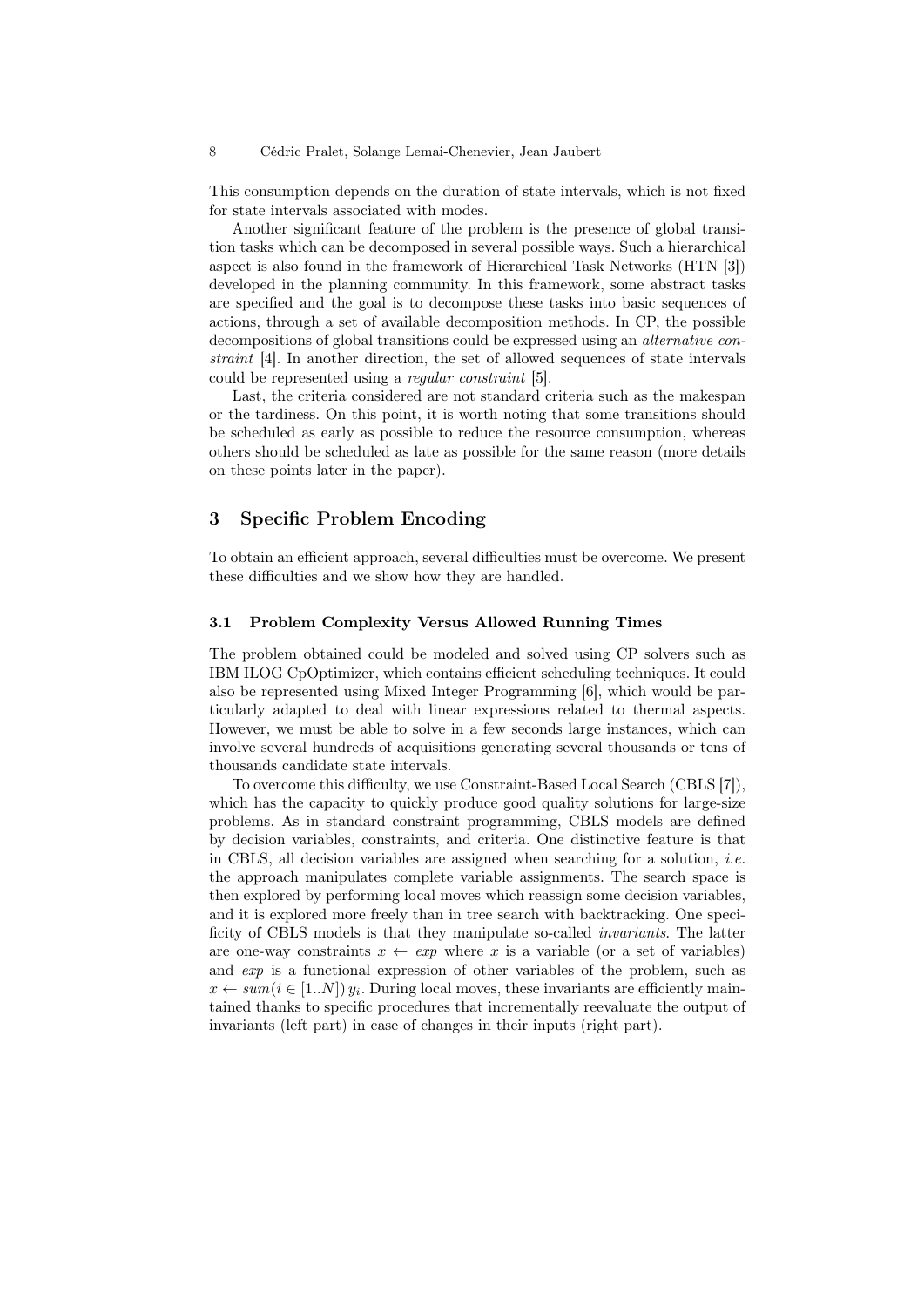This consumption depends on the duration of state intervals, which is not fixed for state intervals associated with modes.

Another significant feature of the problem is the presence of global transition tasks which can be decomposed in several possible ways. Such a hierarchical aspect is also found in the framework of Hierarchical Task Networks (HTN [3]) developed in the planning community. In this framework, some abstract tasks are specified and the goal is to decompose these tasks into basic sequences of actions, through a set of available decomposition methods. In CP, the possible decompositions of global transitions could be expressed using an *alternative constraint* [4]. In another direction, the set of allowed sequences of state intervals could be represented using a *regular constraint* [5].

Last, the criteria considered are not standard criteria such as the makespan or the tardiness. On this point, it is worth noting that some transitions should be scheduled as early as possible to reduce the resource consumption, whereas others should be scheduled as late as possible for the same reason (more details on these points later in the paper).

## 3 Specific Problem Encoding

To obtain an efficient approach, several difficulties must be overcome. We present these difficulties and we show how they are handled.

### 3.1 Problem Complexity Versus Allowed Running Times

The problem obtained could be modeled and solved using CP solvers such as IBM ILOG CpOptimizer, which contains efficient scheduling techniques. It could also be represented using Mixed Integer Programming [6], which would be particularly adapted to deal with linear expressions related to thermal aspects. However, we must be able to solve in a few seconds large instances, which can involve several hundreds of acquisitions generating several thousands or tens of thousands candidate state intervals.

To overcome this difficulty, we use Constraint-Based Local Search (CBLS [7]), which has the capacity to quickly produce good quality solutions for large-size problems. As in standard constraint programming, CBLS models are defined by decision variables, constraints, and criteria. One distinctive feature is that in CBLS, all decision variables are assigned when searching for a solution, *i.e.* the approach manipulates complete variable assignments. The search space is then explored by performing local moves which reassign some decision variables, and it is explored more freely than in tree search with backtracking. One specificity of CBLS models is that they manipulate so-called *invariants*. The latter are one-way constraints $x \leftarrow exp$ where $x$ is a variable (or a set of variables) and $exp$ is a functional expression of other variables of the problem, such as $x \leftarrow sum(i \in [1..N])\, y_i$. During local moves, these invariants are efficiently maintained thanks to specific procedures that incrementally reevaluate the output of invariants (left part) in case of changes in their inputs (right part).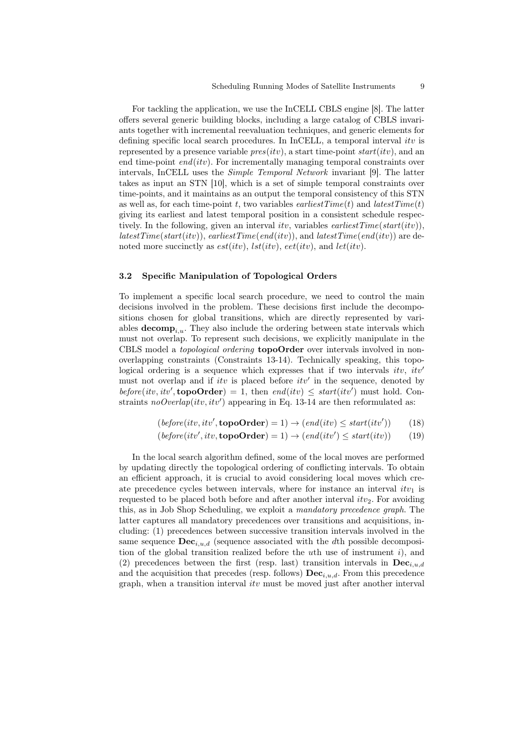For tackling the application, we use the InCELL CBLS engine [8]. The latter offers several generic building blocks, including a large catalog of CBLS invariants together with incremental reevaluation techniques, and generic elements for defining specific local search procedures. In InCELL, a temporal interval $itv$ is represented by a presence variable $pres(itv)$, a start time-point $start(itv)$, and an end time-point $end(itv)$. For incrementally managing temporal constraints over intervals, InCELL uses the *Simple Temporal Network* invariant [9]. The latter takes as input an STN [10], which is a set of simple temporal constraints over time-points, and it maintains as an output the temporal consistency of this STN as well as, for each time-point $t$, two variables $earliestTime(t)$ and $latestTime(t)$ giving its earliest and latest temporal position in a consistent schedule respectively. In the following, given an interval $itv$, variables $earliestTime(start(itv))$, $latestTime(start(itv))$, $earliestTime(end(itv))$, and $latestTime(end(itv))$ are denoted more succinctly as $est(itv)$, $lst(itv)$, $eet(itv)$, and $let(itv)$.

### 3.2 Specific Manipulation of Topological Orders

To implement a specific local search procedure, we need to control the main decisions involved in the problem. These decisions first include the decompositions chosen for global transitions, which are directly represented by variables $\mathbf{decomp}_{i,u}$. They also include the ordering between state intervals which must not overlap. To represent such decisions, we explicitly manipulate in the CBLS model a *topological ordering* **topoOrder** over intervals involved in non-overlapping constraints (Constraints 13-14). Technically speaking, this topological ordering is a sequence which expresses that if two intervals $itv$, $itv'$ must not overlap and if $itv$ is placed before $itv'$ in the sequence, denoted by $before(itv, itv', \mathbf{topoOrder}) = 1$, then $end(itv) \leq start(itv')$ must hold. Constraints $noOverlap(itv, itv')$ appearing in Eq. 13-14 are then reformulated as:

$$(before(itv, itv', \mathbf{topoOrder}) = 1) \rightarrow (end(itv) \leq start(itv')) \qquad (18)$$

$$(before(itv', itv, \mathbf{topoOrder}) = 1) \rightarrow (end(itv') \leq start(itv)) \qquad (19)$$

In the local search algorithm defined, some of the local moves are performed by updating directly the topological ordering of conflicting intervals. To obtain an efficient approach, it is crucial to avoid considering local moves which create precedence cycles between intervals, where for instance an interval $itv_1$ is requested to be placed both before and after another interval $itv_2$. For avoiding this, as in Job Shop Scheduling, we exploit a *mandatory precedence graph*. The latter captures all mandatory precedences over transitions and acquisitions, including: (1) precedences between successive transition intervals involved in the same sequence $\mathbf{Dec}_{i,u,d}$ (sequence associated with the $d$th possible decomposition of the global transition realized before the $u$th use of instrument $i$), and (2) precedences between the first (resp. last) transition intervals in $\mathbf{Dec}_{i,u,d}$ and the acquisition that precedes (resp. follows) $\mathbf{Dec}_{i,u,d}$. From this precedence graph, when a transition interval $itv$ must be moved just after another interval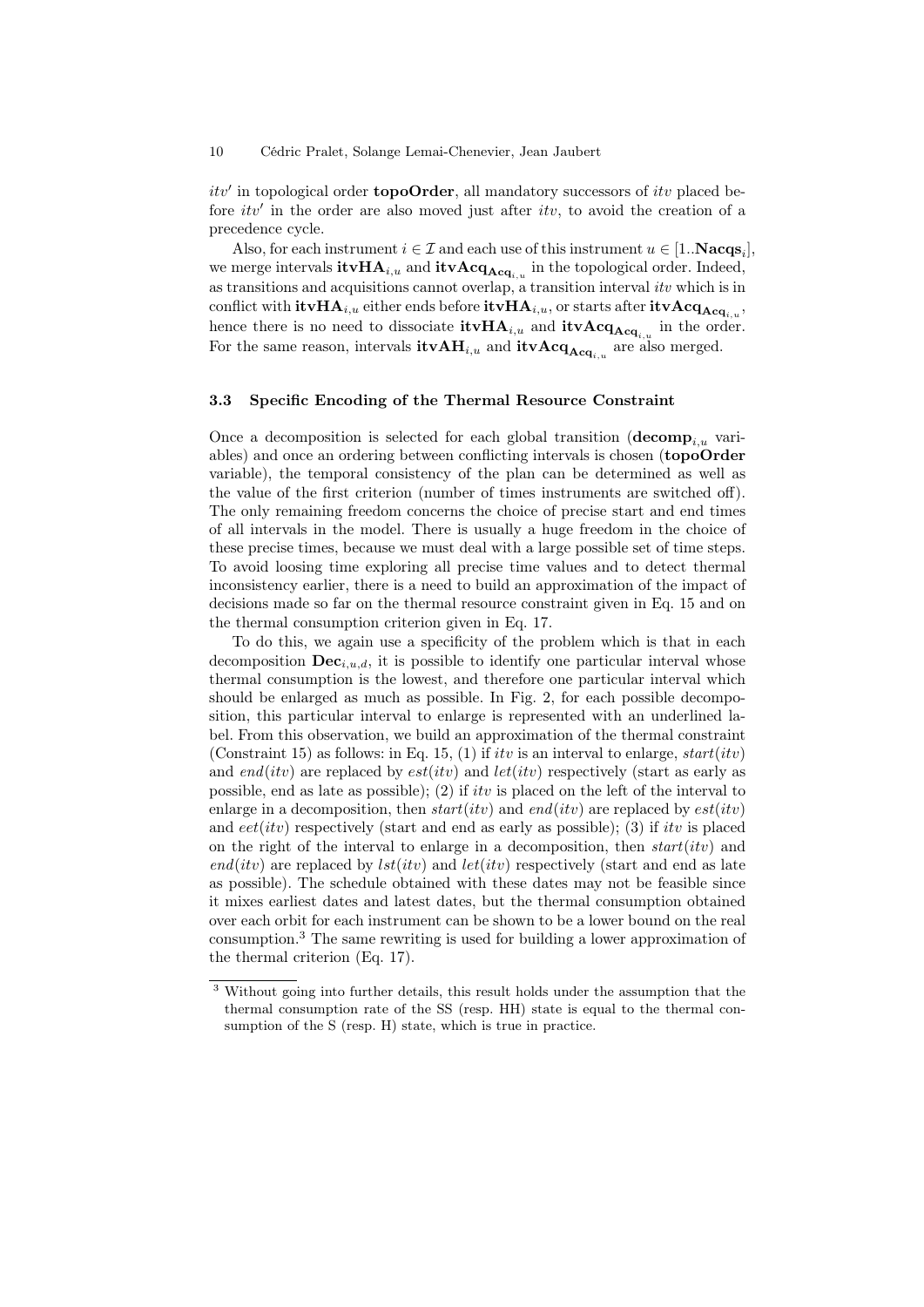$itv'$ in topological order **topoOrder**, all mandatory successors of $itv$ placed before $itv'$ in the order are also moved just after $itv$, to avoid the creation of a precedence cycle.

Also, for each instrument $i \in \mathcal{I}$ and each use of this instrument $u \in [1..\mathbf{Nacqs}_i]$, we merge intervals $\mathbf{itvHA}_{i,u}$ and $\mathbf{itvAcq}_{\mathbf{Acq}_{i,u}}$ in the topological order. Indeed, as transitions and acquisitions cannot overlap, a transition interval $itv$ which is in conflict with $\mathbf{itvHA}_{i,u}$ either ends before $\mathbf{itvHA}_{i,u}$, or starts after $\mathbf{itvAcq}_{\mathbf{Acq}_{i,u}}$, hence there is no need to dissociate $\mathbf{itvHA}_{i,u}$ and $\mathbf{itvAcq}_{\mathbf{Acq}_{i,u}}$ in the order. For the same reason, intervals $\mathbf{itvAH}_{i,u}$ and $\mathbf{itvAcq}_{\mathbf{Acq}_{i,u}}$ are also merged.

### 3.3 Specific Encoding of the Thermal Resource Constraint

Once a decomposition is selected for each global transition ($\mathbf{decomp}_{i,u}$ variables) and once an ordering between conflicting intervals is chosen (**topoOrder** variable), the temporal consistency of the plan can be determined as well as the value of the first criterion (number of times instruments are switched off). The only remaining freedom concerns the choice of precise start and end times of all intervals in the model. There is usually a huge freedom in the choice of these precise times, because we must deal with a large possible set of time steps. To avoid loosing time exploring all precise time values and to detect thermal inconsistency earlier, there is a need to build an approximation of the impact of decisions made so far on the thermal resource constraint given in Eq. 15 and on the thermal consumption criterion given in Eq. 17.

To do this, we again use a specificity of the problem which is that in each decomposition $\mathbf{Dec}_{i,u,d}$, it is possible to identify one particular interval whose thermal consumption is the lowest, and therefore one particular interval which should be enlarged as much as possible. In Fig. 2, for each possible decomposition, this particular interval to enlarge is represented with an underlined label. From this observation, we build an approximation of the thermal constraint (Constraint 15) as follows: in Eq. 15, (1) if $itv$ is an interval to enlarge, $start(itv)$ and $end(itv)$ are replaced by $est(itv)$ and $let(itv)$ respectively (start as early as possible, end as late as possible); (2) if $itv$ is placed on the left of the interval to enlarge in a decomposition, then $start(itv)$ and $end(itv)$ are replaced by $est(itv)$ and $eet(itv)$ respectively (start and end as early as possible); (3) if $itv$ is placed on the right of the interval to enlarge in a decomposition, then $start(itv)$ and $end(itv)$ are replaced by $lst(itv)$ and $let(itv)$ respectively (start and end as late as possible). The schedule obtained with these dates may not be feasible since it mixes earliest dates and latest dates, but the thermal consumption obtained over each orbit for each instrument can be shown to be a lower bound on the real consumption.[3] The same rewriting is used for building a lower approximation of the thermal criterion (Eq. 17).

[3] Without going into further details, this result holds under the assumption that the thermal consumption rate of the SS (resp. HH) state is equal to the thermal consumption of the S (resp. H) state, which is true in practice.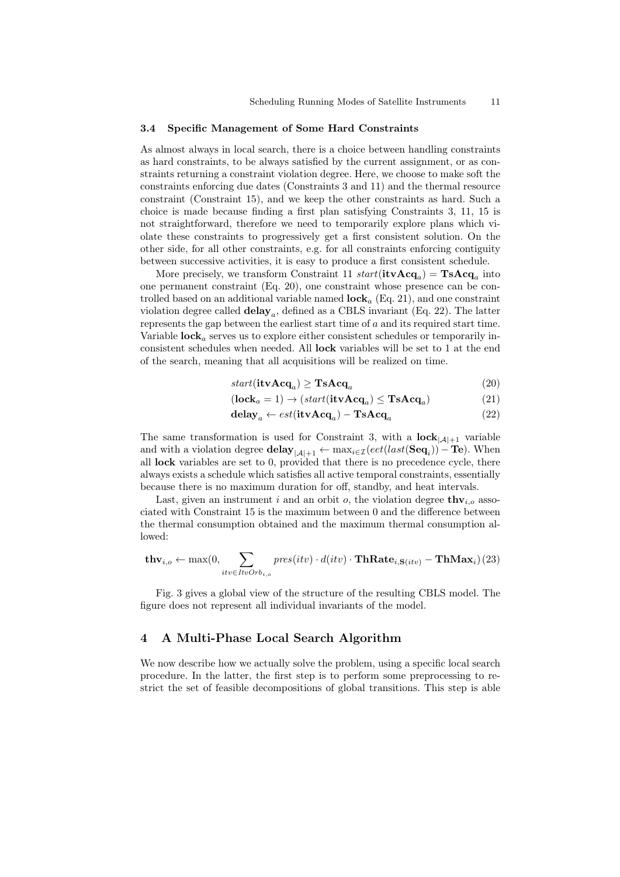### 3.4 Specific Management of Some Hard Constraints

As almost always in local search, there is a choice between handling constraints as hard constraints, to be always satisfied by the current assignment, or as constraints returning a constraint violation degree. Here, we choose to make soft the constraints enforcing due dates (Constraints 3 and 11) and the thermal resource constraint (Constraint 15), and we keep the other constraints as hard. Such a choice is made because finding a first plan satisfying Constraints 3, 11, 15 is not straightforward, therefore we need to temporarily explore plans which violate these constraints to progressively get a first consistent solution. On the other side, for all other constraints, e.g. for all constraints enforcing contiguity between successive activities, it is easy to produce a first consistent schedule.

More precisely, we transform Constraint 11 $start(\mathbf{itvAcq}_a) = \mathbf{TsAcq}_a$ into one permanent constraint (Eq. 20), one constraint whose presence can be controlled based on an additional variable named $\mathbf{lock}_a$ (Eq. 21), and one constraint violation degree called $\mathbf{delay}_a$, defined as a CBLS invariant (Eq. 22). The latter represents the gap between the earliest start time of $a$ and its required start time. Variable $\mathbf{lock}_a$ serves us to explore either consistent schedules or temporarily inconsistent schedules when needed. All **lock** variables will be set to 1 at the end of the search, meaning that all acquisitions will be realized on time.

$$start(\mathbf{itvAcq}_a) \geq \mathbf{TsAcq}_a \tag{20}$$

$$(\mathbf{lock}_a = 1) \rightarrow (start(\mathbf{itvAcq}_a) \leq \mathbf{TsAcq}_a) \tag{21}$$

$$\mathbf{delay}_a \leftarrow est(\mathbf{itvAcq}_a) - \mathbf{TsAcq}_a \tag{22}$$

The same transformation is used for Constraint 3, with a $\mathbf{lock}_{|\mathcal{A}|+1}$ variable and with a violation degree $\mathbf{delay}_{|\mathcal{A}|+1} \leftarrow \max_{i \in \mathcal{I}}(eet(last(\mathbf{Seq}_i)) - \mathbf{Te})$. When all **lock** variables are set to 0, provided that there is no precedence cycle, there always exists a schedule which satisfies all active temporal constraints, essentially because there is no maximum duration for off, standby, and heat intervals.

Last, given an instrument $i$ and an orbit $o$, the violation degree $\mathbf{thv}_{i,o}$ associated with Constraint 15 is the maximum between 0 and the difference between the thermal consumption obtained and the maximum thermal consumption allowed:

$$\mathbf{thv}_{i,o} \leftarrow \max(0, \sum_{itv \in ItvOrb_{i,o}} pres(itv) \cdot d(itv) \cdot \mathbf{ThRate}_{i,\mathbf{S}(itv)} - \mathbf{ThMax}_i) \tag{23}$$

Fig. 3 gives a global view of the structure of the resulting CBLS model. The figure does not represent all individual invariants of the model.

## 4 A Multi-Phase Local Search Algorithm

We now describe how we actually solve the problem, using a specific local search procedure. In the latter, the first step is to perform some preprocessing to restrict the set of feasible decompositions of global transitions. This step is able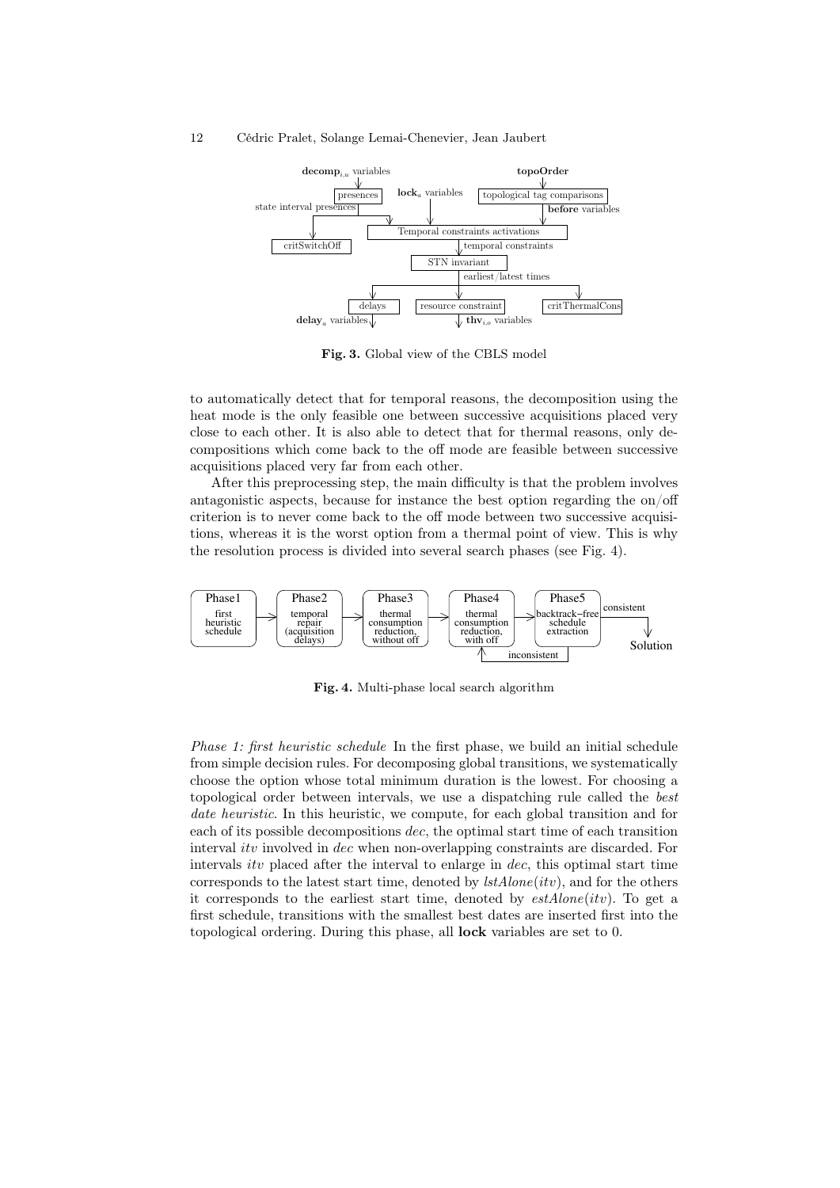decomp$_{i,u}$ variables

presences

state interval presences

lock$_a$ variables

topoOrder

topological tag comparisons

before variables

critSwitchOff

Temporal constraints activations

temporal constraints

STN invariant

earliest/latest times

delays

resource constraint

critThermalCons

delay$_a$ variables

thv$_{i,o}$ variables

**Fig. 3.** Global view of the CBLS model

to automatically detect that for temporal reasons, the decomposition using the heat mode is the only feasible one between successive acquisitions placed very close to each other. It is also able to detect that for thermal reasons, only decompositions which come back to the off mode are feasible between successive acquisitions placed very far from each other.

After this preprocessing step, the main difficulty is that the problem involves antagonistic aspects, because for instance the best option regarding the on/off criterion is to never come back to the off mode between two successive acquisitions, whereas it is the worst option from a thermal point of view. This is why the resolution process is divided into several search phases (see Fig. 4).

Phase1
first heuristic schedule

Phase2
temporal repair (acquisition delays)

Phase3
thermal consumption reduction, without off

Phase4
thermal consumption reduction, with off

Phase5
backtrack−free schedule extraction

consistent

Solution

inconsistent

**Fig. 4.** Multi-phase local search algorithm

*Phase 1: first heuristic schedule* In the first phase, we build an initial schedule from simple decision rules. For decomposing global transitions, we systematically choose the option whose total minimum duration is the lowest. For choosing a topological order between intervals, we use a dispatching rule called the *best date heuristic*. In this heuristic, we compute, for each global transition and for each of its possible decompositions *dec*, the optimal start time of each transition interval *itv* involved in *dec* when non-overlapping constraints are discarded. For intervals *itv* placed after the interval to enlarge in *dec*, this optimal start time corresponds to the latest start time, denoted by *lstAlone*(*itv*), and for the others it corresponds to the earliest start time, denoted by *estAlone*(*itv*). To get a first schedule, transitions with the smallest best dates are inserted first into the topological ordering. During this phase, all **lock** variables are set to 0.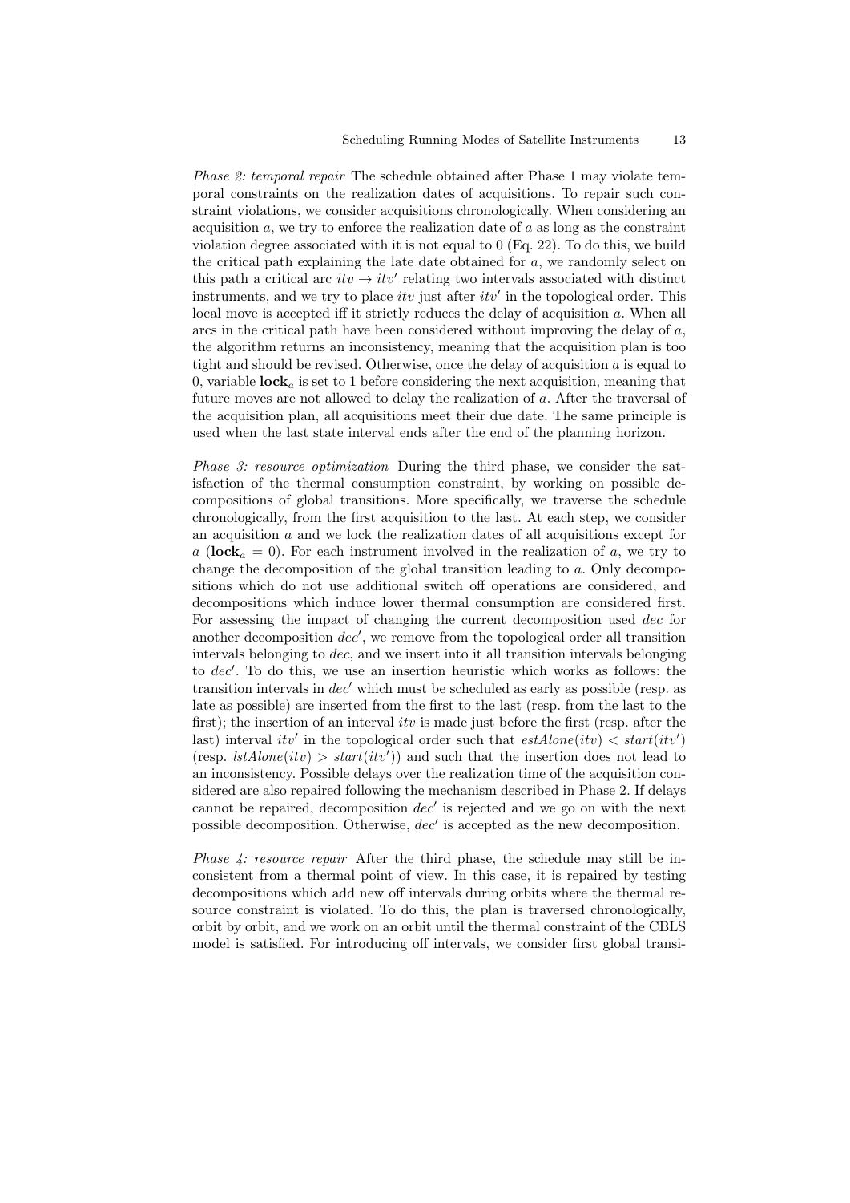*Phase 2: temporal repair* The schedule obtained after Phase 1 may violate temporal constraints on the realization dates of acquisitions. To repair such constraint violations, we consider acquisitions chronologically. When considering an acquisition $a$, we try to enforce the realization date of $a$ as long as the constraint violation degree associated with it is not equal to 0 (Eq. 22). To do this, we build the critical path explaining the late date obtained for $a$, we randomly select on this path a critical arc $itv \rightarrow itv'$ relating two intervals associated with distinct instruments, and we try to place $itv$ just after $itv'$ in the topological order. This local move is accepted iff it strictly reduces the delay of acquisition $a$. When all arcs in the critical path have been considered without improving the delay of $a$, the algorithm returns an inconsistency, meaning that the acquisition plan is too tight and should be revised. Otherwise, once the delay of acquisition $a$ is equal to 0, variable $\mathbf{lock}_a$ is set to 1 before considering the next acquisition, meaning that future moves are not allowed to delay the realization of $a$. After the traversal of the acquisition plan, all acquisitions meet their due date. The same principle is used when the last state interval ends after the end of the planning horizon.

*Phase 3: resource optimization* During the third phase, we consider the satisfaction of the thermal consumption constraint, by working on possible decompositions of global transitions. More specifically, we traverse the schedule chronologically, from the first acquisition to the last. At each step, we consider an acquisition $a$ and we lock the realization dates of all acquisitions except for $a$ ($\mathbf{lock}_a = 0$). For each instrument involved in the realization of $a$, we try to change the decomposition of the global transition leading to $a$. Only decompositions which do not use additional switch off operations are considered, and decompositions which induce lower thermal consumption are considered first. For assessing the impact of changing the current decomposition used $dec$ for another decomposition $dec'$, we remove from the topological order all transition intervals belonging to $dec$, and we insert into it all transition intervals belonging to $dec'$. To do this, we use an insertion heuristic which works as follows: the transition intervals in $dec'$ which must be scheduled as early as possible (resp. as late as possible) are inserted from the first to the last (resp. from the last to the first); the insertion of an interval $itv$ is made just before the first (resp. after the last) interval $itv'$ in the topological order such that $estAlone(itv) < start(itv')$ (resp. $lstAlone(itv) > start(itv')$) and such that the insertion does not lead to an inconsistency. Possible delays over the realization time of the acquisition considered are also repaired following the mechanism described in Phase 2. If delays cannot be repaired, decomposition $dec'$ is rejected and we go on with the next possible decomposition. Otherwise, $dec'$ is accepted as the new decomposition.

*Phase 4: resource repair* After the third phase, the schedule may still be inconsistent from a thermal point of view. In this case, it is repaired by testing decompositions which add new off intervals during orbits where the thermal resource constraint is violated. To do this, the plan is traversed chronologically, orbit by orbit, and we work on an orbit until the thermal constraint of the CBLS model is satisfied. For introducing off intervals, we consider first global transi-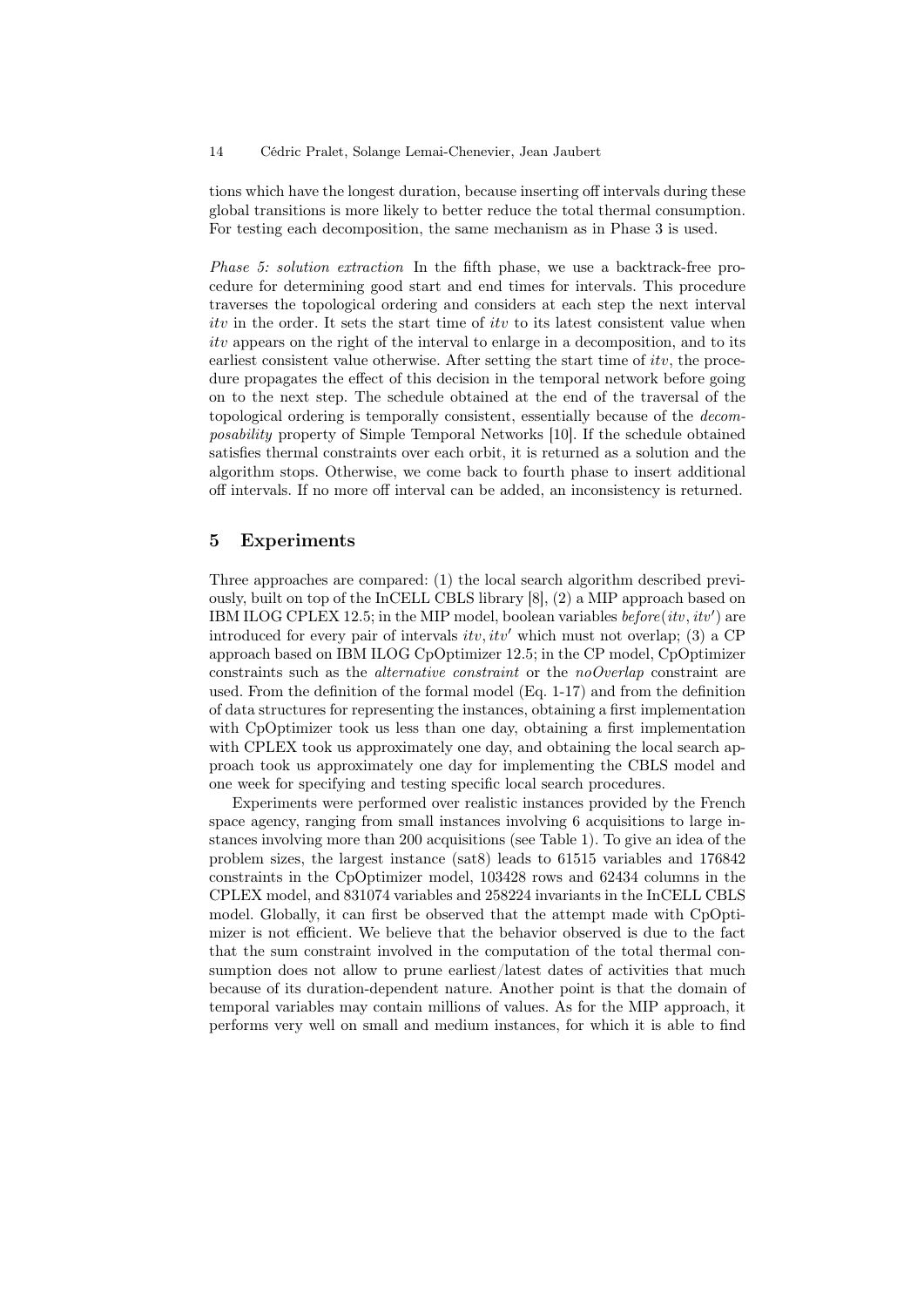tions which have the longest duration, because inserting off intervals during these global transitions is more likely to better reduce the total thermal consumption. For testing each decomposition, the same mechanism as in Phase 3 is used.

*Phase 5: solution extraction* In the fifth phase, we use a backtrack-free procedure for determining good start and end times for intervals. This procedure traverses the topological ordering and considers at each step the next interval *itv* in the order. It sets the start time of *itv* to its latest consistent value when *itv* appears on the right of the interval to enlarge in a decomposition, and to its earliest consistent value otherwise. After setting the start time of *itv*, the procedure propagates the effect of this decision in the temporal network before going on to the next step. The schedule obtained at the end of the traversal of the topological ordering is temporally consistent, essentially because of the *decomposability* property of Simple Temporal Networks [10]. If the schedule obtained satisfies thermal constraints over each orbit, it is returned as a solution and the algorithm stops. Otherwise, we come back to fourth phase to insert additional off intervals. If no more off interval can be added, an inconsistency is returned.

## 5 Experiments

Three approaches are compared: (1) the local search algorithm described previously, built on top of the InCELL CBLS library [8], (2) a MIP approach based on IBM ILOG CPLEX 12.5; in the MIP model, boolean variables *before*($itv, itv'$) are introduced for every pair of intervals $itv, itv'$ which must not overlap; (3) a CP approach based on IBM ILOG CpOptimizer 12.5; in the CP model, CpOptimizer constraints such as the *alternative constraint* or the *noOverlap* constraint are used. From the definition of the formal model (Eq. 1-17) and from the definition of data structures for representing the instances, obtaining a first implementation with CpOptimizer took us less than one day, obtaining a first implementation with CPLEX took us approximately one day, and obtaining the local search approach took us approximately one day for implementing the CBLS model and one week for specifying and testing specific local search procedures.

Experiments were performed over realistic instances provided by the French space agency, ranging from small instances involving 6 acquisitions to large instances involving more than 200 acquisitions (see Table 1). To give an idea of the problem sizes, the largest instance (sat8) leads to 61515 variables and 176842 constraints in the CpOptimizer model, 103428 rows and 62434 columns in the CPLEX model, and 831074 variables and 258224 invariants in the InCELL CBLS model. Globally, it can first be observed that the attempt made with CpOptimizer is not efficient. We believe that the behavior observed is due to the fact that the sum constraint involved in the computation of the total thermal consumption does not allow to prune earliest/latest dates of activities that much because of its duration-dependent nature. Another point is that the domain of temporal variables may contain millions of values. As for the MIP approach, it performs very well on small and medium instances, for which it is able to find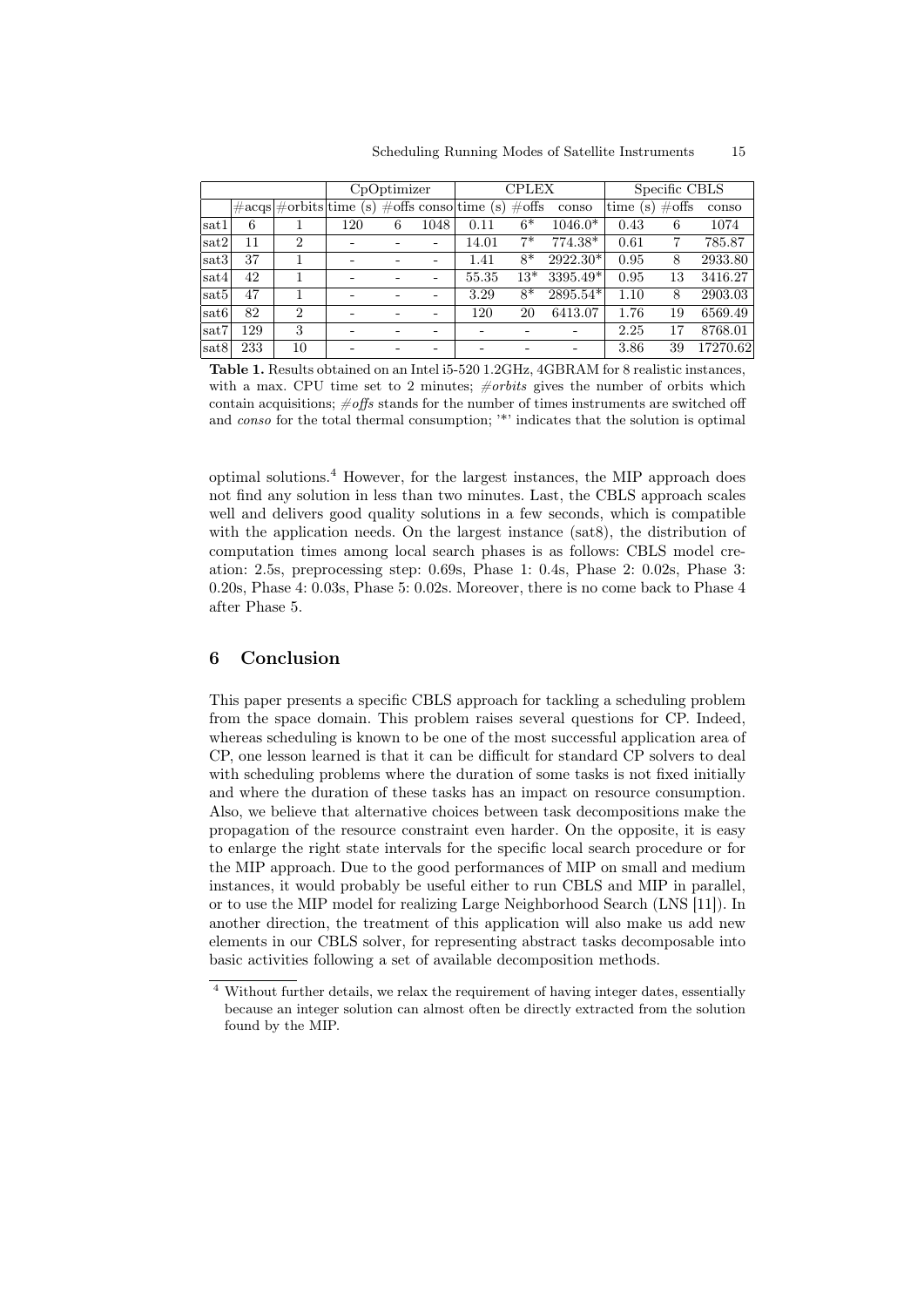|  |  |  | CpOptimizer |  |  | CPLEX |  |  | Specific CBLS |  |  |
|---|---|---|---|---|---|---|---|---|---|---|---|
|  | #acqs | #orbits | time (s) | #offs | conso | time (s) | #offs | conso | time (s) | #offs | conso |
| sat1 | 6 | 1 | 120 | 6 | 1048 | 0.11 | 6* | 1046.0* | 0.43 | 6 | 1074 |
| sat2 | 11 | 2 | - | - | - | 14.01 | 7* | 774.38* | 0.61 | 7 | 785.87 |
| sat3 | 37 | 1 | - | - | - | 1.41 | 8* | 2922.30* | 0.95 | 8 | 2933.80 |
| sat4 | 42 | 1 | - | - | - | 55.35 | 13* | 3395.49* | 0.95 | 13 | 3416.27 |
| sat5 | 47 | 1 | - | - | - | 3.29 | 8* | 2895.54* | 1.10 | 8 | 2903.03 |
| sat6 | 82 | 2 | - | - | - | 120 | 20 | 6413.07 | 1.76 | 19 | 6569.49 |
| sat7 | 129 | 3 | - | - | - | - | - | - | 2.25 | 17 | 8768.01 |
| sat8 | 233 | 10 | - | - | - | - | - | - | 3.86 | 39 | 17270.62 |

**Table 1.** Results obtained on an Intel i5-520 1.2GHz, 4GBRAM for 8 realistic instances, with a max. CPU time set to 2 minutes; *#orbits* gives the number of orbits which contain acquisitions; *#offs* stands for the number of times instruments are switched off and *conso* for the total thermal consumption; '*' indicates that the solution is optimal

optimal solutions.[4] However, for the largest instances, the MIP approach does not find any solution in less than two minutes. Last, the CBLS approach scales well and delivers good quality solutions in a few seconds, which is compatible with the application needs. On the largest instance (sat8), the distribution of computation times among local search phases is as follows: CBLS model creation: 2.5s, preprocessing step: 0.69s, Phase 1: 0.4s, Phase 2: 0.02s, Phase 3: 0.20s, Phase 4: 0.03s, Phase 5: 0.02s. Moreover, there is no come back to Phase 4 after Phase 5.

## 6 Conclusion

This paper presents a specific CBLS approach for tackling a scheduling problem from the space domain. This problem raises several questions for CP. Indeed, whereas scheduling is known to be one of the most successful application area of CP, one lesson learned is that it can be difficult for standard CP solvers to deal with scheduling problems where the duration of some tasks is not fixed initially and where the duration of these tasks has an impact on resource consumption. Also, we believe that alternative choices between task decompositions make the propagation of the resource constraint even harder. On the opposite, it is easy to enlarge the right state intervals for the specific local search procedure or for the MIP approach. Due to the good performances of MIP on small and medium instances, it would probably be useful either to run CBLS and MIP in parallel, or to use the MIP model for realizing Large Neighborhood Search (LNS [11]). In another direction, the treatment of this application will also make us add new elements in our CBLS solver, for representing abstract tasks decomposable into basic activities following a set of available decomposition methods.

[4] Without further details, we relax the requirement of having integer dates, essentially because an integer solution can almost often be directly extracted from the solution found by the MIP.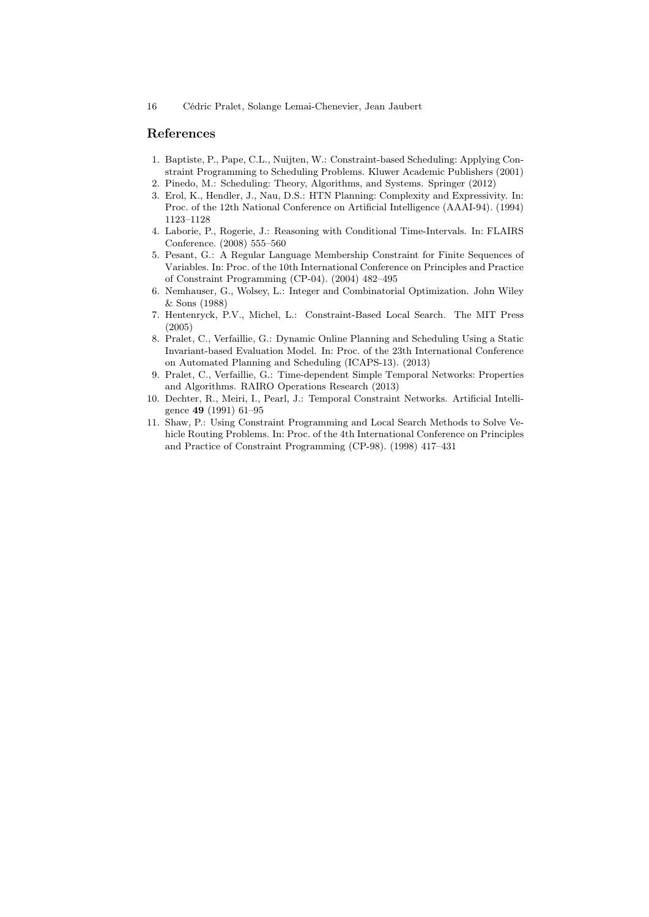## References

1. Baptiste, P., Pape, C.L., Nuijten, W.: Constraint-based Scheduling: Applying Constraint Programming to Scheduling Problems. Kluwer Academic Publishers (2001)
2. Pinedo, M.: Scheduling: Theory, Algorithms, and Systems. Springer (2012)
3. Erol, K., Hendler, J., Nau, D.S.: HTN Planning: Complexity and Expressivity. In: Proc. of the 12th National Conference on Artificial Intelligence (AAAI-94). (1994) 1123–1128
4. Laborie, P., Rogerie, J.: Reasoning with Conditional Time-Intervals. In: FLAIRS Conference. (2008) 555–560
5. Pesant, G.: A Regular Language Membership Constraint for Finite Sequences of Variables. In: Proc. of the 10th International Conference on Principles and Practice of Constraint Programming (CP-04). (2004) 482–495
6. Nemhauser, G., Wolsey, L.: Integer and Combinatorial Optimization. John Wiley & Sons (1988)
7. Hentenryck, P.V., Michel, L.: Constraint-Based Local Search. The MIT Press (2005)
8. Pralet, C., Verfaillie, G.: Dynamic Online Planning and Scheduling Using a Static Invariant-based Evaluation Model. In: Proc. of the 23th International Conference on Automated Planning and Scheduling (ICAPS-13). (2013)
9. Pralet, C., Verfaillie, G.: Time-dependent Simple Temporal Networks: Properties and Algorithms. RAIRO Operations Research (2013)
10. Dechter, R., Meiri, I., Pearl, J.: Temporal Constraint Networks. Artificial Intelligence **49** (1991) 61–95
11. Shaw, P.: Using Constraint Programming and Local Search Methods to Solve Vehicle Routing Problems. In: Proc. of the 4th International Conference on Principles and Practice of Constraint Programming (CP-98). (1998) 417–431